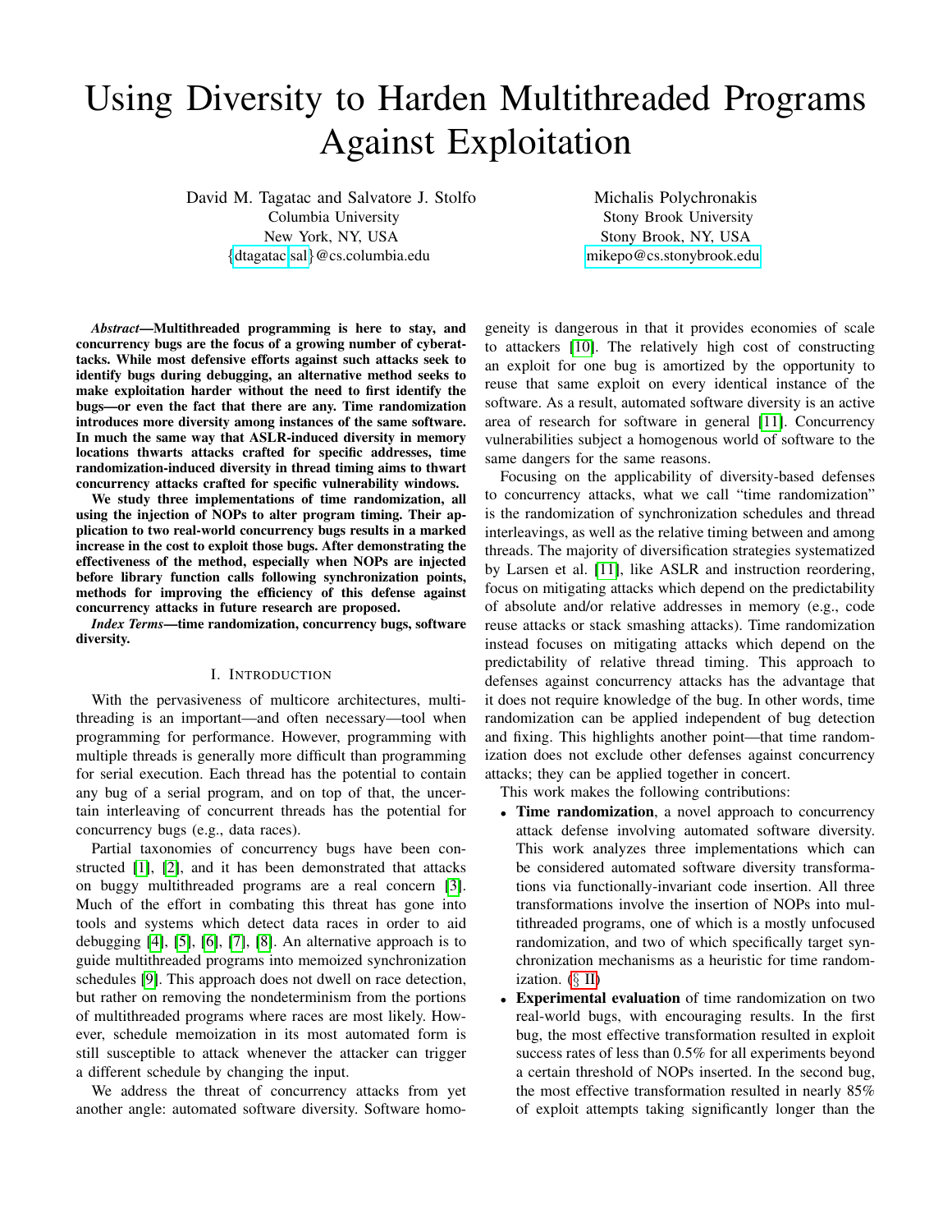# Using Diversity to Harden Multithreaded Programs Against Exploitation

David M. Tagatac and Salvatore J. Stolfo
Columbia University
New York, NY, USA
{dtagatac,sal}@cs.columbia.edu

Michalis Polychronakis
Stony Brook University
Stony Brook, NY, USA
mikepo@cs.stonybrook.edu

***Abstract*—Multithreaded programming is here to stay, and concurrency bugs are the focus of a growing number of cyberattacks. While most defensive efforts against such attacks seek to identify bugs during debugging, an alternative method seeks to make exploitation harder without the need to first identify the bugs—or even the fact that there are any. Time randomization introduces more diversity among instances of the same software. In much the same way that ASLR-induced diversity in memory locations thwarts attacks crafted for specific addresses, time randomization-induced diversity in thread timing aims to thwart concurrency attacks crafted for specific vulnerability windows.**

**We study three implementations of time randomization, all using the injection of NOPs to alter program timing. Their application to two real-world concurrency bugs results in a marked increase in the cost to exploit those bugs. After demonstrating the effectiveness of the method, especially when NOPs are injected before library function calls following synchronization points, methods for improving the efficiency of this defense against concurrency attacks in future research are proposed.**

***Index Terms*—time randomization, concurrency bugs, software diversity.**

## I. Introduction

With the pervasiveness of multicore architectures, multithreading is an important—and often necessary—tool when programming for performance. However, programming with multiple threads is generally more difficult than programming for serial execution. Each thread has the potential to contain any bug of a serial program, and on top of that, the uncertain interleaving of concurrent threads has the potential for concurrency bugs (e.g., data races).

Partial taxonomies of concurrency bugs have been constructed [1], [2], and it has been demonstrated that attacks on buggy multithreaded programs are a real concern [3]. Much of the effort in combating this threat has gone into tools and systems which detect data races in order to aid debugging [4], [5], [6], [7], [8]. An alternative approach is to guide multithreaded programs into memoized synchronization schedules [9]. This approach does not dwell on race detection, but rather on removing the nondeterminism from the portions of multithreaded programs where races are most likely. However, schedule memoization in its most automated form is still susceptible to attack whenever the attacker can trigger a different schedule by changing the input.

We address the threat of concurrency attacks from yet another angle: automated software diversity. Software homogeneity is dangerous in that it provides economies of scale to attackers [10]. The relatively high cost of constructing an exploit for one bug is amortized by the opportunity to reuse that same exploit on every identical instance of the software. As a result, automated software diversity is an active area of research for software in general [11]. Concurrency vulnerabilities subject a homogenous world of software to the same dangers for the same reasons.

Focusing on the applicability of diversity-based defenses to concurrency attacks, what we call "time randomization" is the randomization of synchronization schedules and thread interleavings, as well as the relative timing between and among threads. The majority of diversification strategies systematized by Larsen et al. [11], like ASLR and instruction reordering, focus on mitigating attacks which depend on the predictability of absolute and/or relative addresses in memory (e.g., code reuse attacks or stack smashing attacks). Time randomization instead focuses on mitigating attacks which depend on the predictability of relative thread timing. This approach to defenses against concurrency attacks has the advantage that it does not require knowledge of the bug. In other words, time randomization can be applied independent of bug detection and fixing. This highlights another point—that time randomization does not exclude other defenses against concurrency attacks; they can be applied together in concert.

This work makes the following contributions:

- **Time randomization**, a novel approach to concurrency attack defense involving automated software diversity. This work analyzes three implementations which can be considered automated software diversity transformations via functionally-invariant code insertion. All three transformations involve the insertion of NOPs into multithreaded programs, one of which is a mostly unfocused randomization, and two of which specifically target synchronization mechanisms as a heuristic for time randomization. (§ II)
- **Experimental evaluation** of time randomization on two real-world bugs, with encouraging results. In the first bug, the most effective transformation resulted in exploit success rates of less than 0.5% for all experiments beyond a certain threshold of NOPs inserted. In the second bug, the most effective transformation resulted in nearly 85% of exploit attempts taking significantly longer than the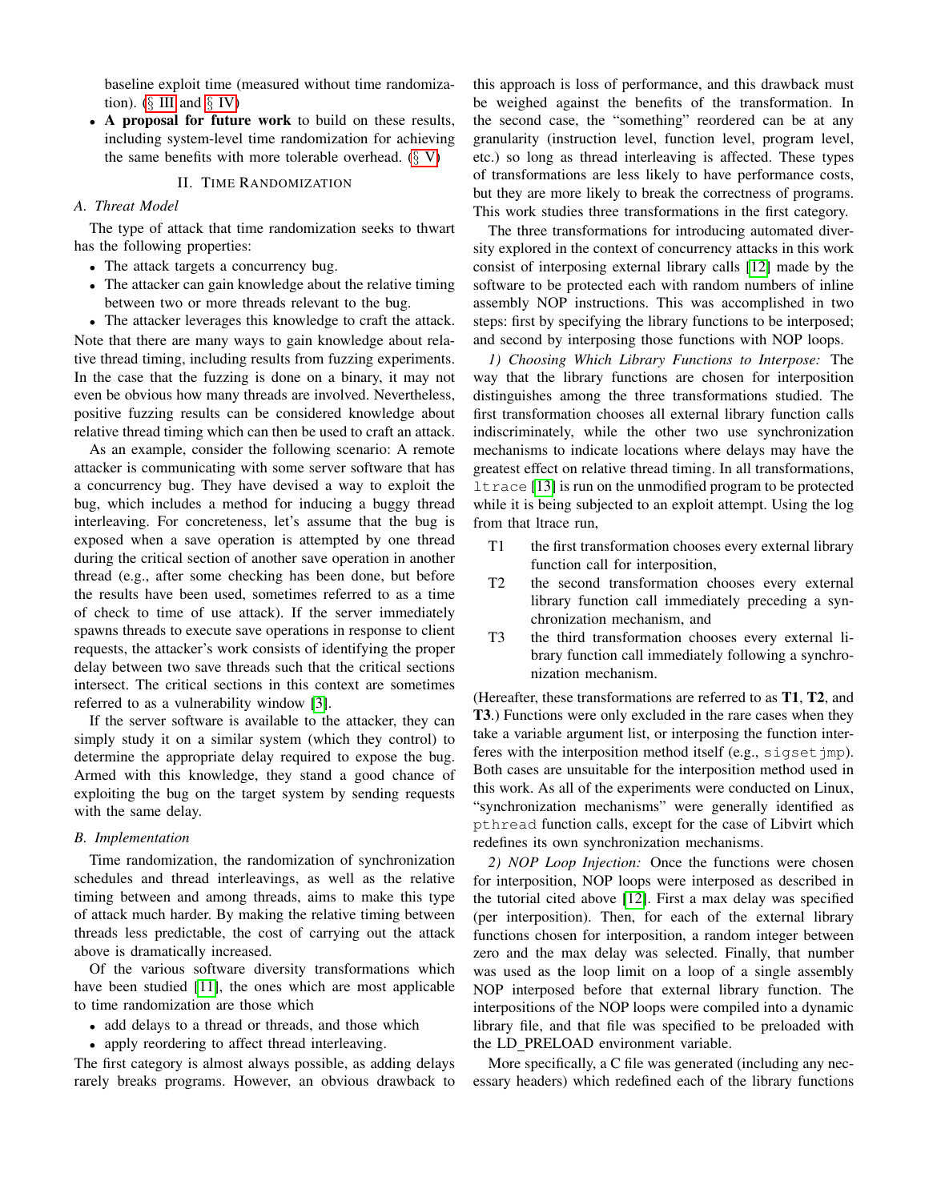baseline exploit time (measured without time randomization). (§ III and § IV)

- **A proposal for future work** to build on these results, including system-level time randomization for achieving the same benefits with more tolerable overhead. (§ V)

## II. Time Randomization

### A. Threat Model

The type of attack that time randomization seeks to thwart has the following properties:

- The attack targets a concurrency bug.
- The attacker can gain knowledge about the relative timing between two or more threads relevant to the bug.
- The attacker leverages this knowledge to craft the attack.

Note that there are many ways to gain knowledge about relative thread timing, including results from fuzzing experiments. In the case that the fuzzing is done on a binary, it may not even be obvious how many threads are involved. Nevertheless, positive fuzzing results can be considered knowledge about relative thread timing which can then be used to craft an attack.

As an example, consider the following scenario: A remote attacker is communicating with some server software that has a concurrency bug. They have devised a way to exploit the bug, which includes a method for inducing a buggy thread interleaving. For concreteness, let's assume that the bug is exposed when a save operation is attempted by one thread during the critical section of another save operation in another thread (e.g., after some checking has been done, but before the results have been used, sometimes referred to as a time of check to time of use attack). If the server immediately spawns threads to execute save operations in response to client requests, the attacker's work consists of identifying the proper delay between two save threads such that the critical sections intersect. The critical sections in this context are sometimes referred to as a vulnerability window [3].

If the server software is available to the attacker, they can simply study it on a similar system (which they control) to determine the appropriate delay required to expose the bug. Armed with this knowledge, they stand a good chance of exploiting the bug on the target system by sending requests with the same delay.

### B. Implementation

Time randomization, the randomization of synchronization schedules and thread interleavings, as well as the relative timing between and among threads, aims to make this type of attack much harder. By making the relative timing between threads less predictable, the cost of carrying out the attack above is dramatically increased.

Of the various software diversity transformations which have been studied [11], the ones which are most applicable to time randomization are those which

- add delays to a thread or threads, and those which
- apply reordering to affect thread interleaving.

The first category is almost always possible, as adding delays rarely breaks programs. However, an obvious drawback to this approach is loss of performance, and this drawback must be weighed against the benefits of the transformation. In the second case, the "something" reordered can be at any granularity (instruction level, function level, program level, etc.) so long as thread interleaving is affected. These types of transformations are less likely to have performance costs, but they are more likely to break the correctness of programs. This work studies three transformations in the first category.

The three transformations for introducing automated diversity explored in the context of concurrency attacks in this work consist of interposing external library calls [12] made by the software to be protected each with random numbers of inline assembly NOP instructions. This was accomplished in two steps: first by specifying the library functions to be interposed; and second by interposing those functions with NOP loops.

*1) Choosing Which Library Functions to Interpose:* The way that the library functions are chosen for interposition distinguishes among the three transformations studied. The first transformation chooses all external library function calls indiscriminately, while the other two use synchronization mechanisms to indicate locations where delays may have the greatest effect on relative thread timing. In all transformations, `ltrace` [13] is run on the unmodified program to be protected while it is being subjected to an exploit attempt. Using the log from that ltrace run,

- T1 the first transformation chooses every external library function call for interposition,
- T2 the second transformation chooses every external library function call immediately preceding a synchronization mechanism, and
- T3 the third transformation chooses every external library function call immediately following a synchronization mechanism.

(Hereafter, these transformations are referred to as **T1**, **T2**, and **T3**.) Functions were only excluded in the rare cases when they take a variable argument list, or interposing the function interferes with the interposition method itself (e.g., `sigsetjmp`). Both cases are unsuitable for the interposition method used in this work. As all of the experiments were conducted on Linux, "synchronization mechanisms" were generally identified as `pthread` function calls, except for the case of Libvirt which redefines its own synchronization mechanisms.

*2) NOP Loop Injection:* Once the functions were chosen for interposition, NOP loops were interposed as described in the tutorial cited above [12]. First a max delay was specified (per interposition). Then, for each of the external library functions chosen for interposition, a random integer between zero and the max delay was selected. Finally, that number was used as the loop limit on a loop of a single assembly NOP interposed before that external library function. The interpositions of the NOP loops were compiled into a dynamic library file, and that file was specified to be preloaded with the LD_PRELOAD environment variable.

More specifically, a C file was generated (including any necessary headers) which redefined each of the library functions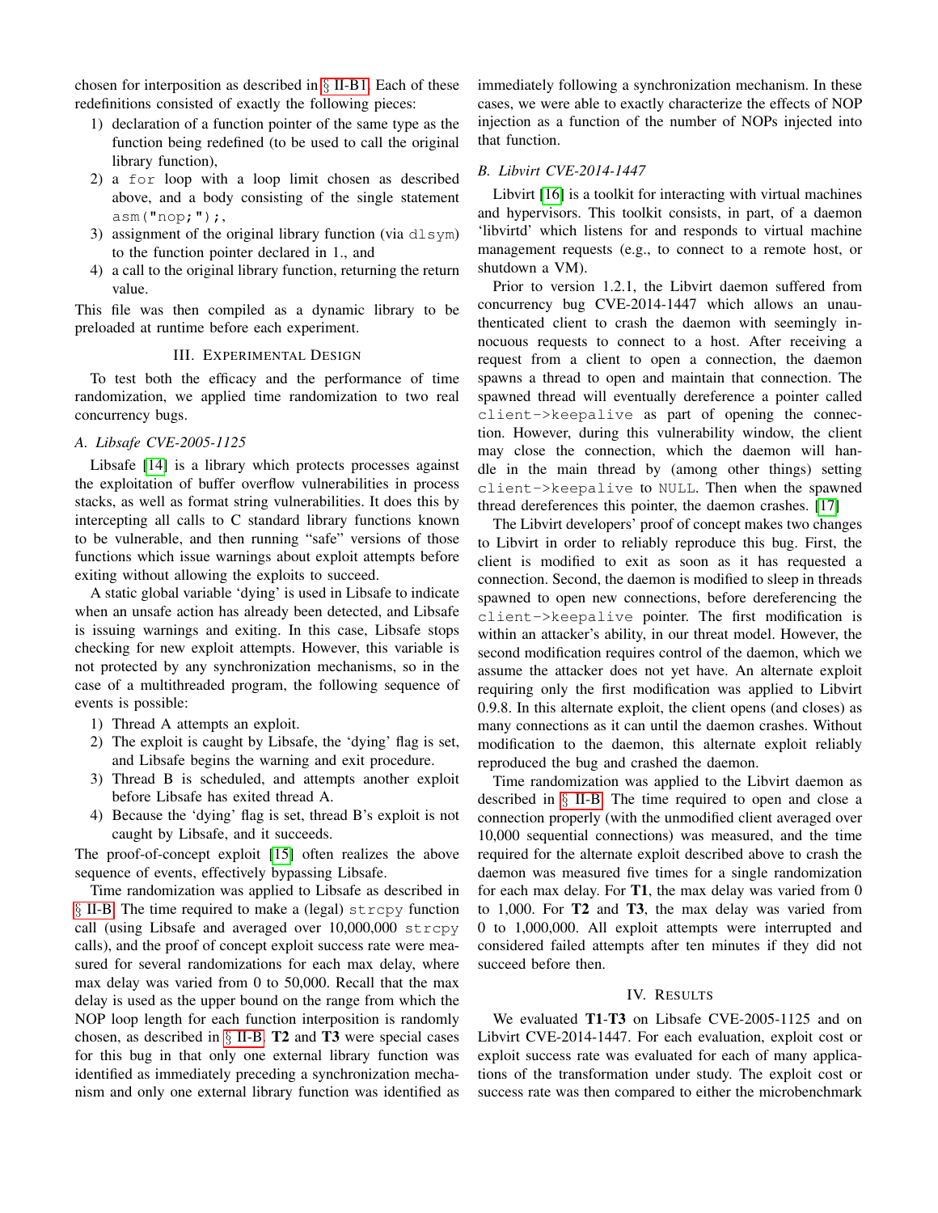chosen for interposition as described in § II-B1. Each of these redefinitions consisted of exactly the following pieces:

1) declaration of a function pointer of the same type as the function being redefined (to be used to call the original library function),
2) a `for` loop with a loop limit chosen as described above, and a body consisting of the single statement `asm("nop;");`,
3) assignment of the original library function (via `dlsym`) to the function pointer declared in 1., and
4) a call to the original library function, returning the return value.

This file was then compiled as a dynamic library to be preloaded at runtime before each experiment.

## III. Experimental Design

To test both the efficacy and the performance of time randomization, we applied time randomization to two real concurrency bugs.

### A. Libsafe CVE-2005-1125

Libsafe [14] is a library which protects processes against the exploitation of buffer overflow vulnerabilities in process stacks, as well as format string vulnerabilities. It does this by intercepting all calls to C standard library functions known to be vulnerable, and then running "safe" versions of those functions which issue warnings about exploit attempts before exiting without allowing the exploits to succeed.

A static global variable 'dying' is used in Libsafe to indicate when an unsafe action has already been detected, and Libsafe is issuing warnings and exiting. In this case, Libsafe stops checking for new exploit attempts. However, this variable is not protected by any synchronization mechanisms, so in the case of a multithreaded program, the following sequence of events is possible:

1) Thread A attempts an exploit.
2) The exploit is caught by Libsafe, the 'dying' flag is set, and Libsafe begins the warning and exit procedure.
3) Thread B is scheduled, and attempts another exploit before Libsafe has exited thread A.
4) Because the 'dying' flag is set, thread B's exploit is not caught by Libsafe, and it succeeds.

The proof-of-concept exploit [15] often realizes the above sequence of events, effectively bypassing Libsafe.

Time randomization was applied to Libsafe as described in § II-B. The time required to make a (legal) `strcpy` function call (using Libsafe and averaged over 10,000,000 `strcpy` calls), and the proof of concept exploit success rate were measured for several randomizations for each max delay, where max delay was varied from 0 to 50,000. Recall that the max delay is used as the upper bound on the range from which the NOP loop length for each function interposition is randomly chosen, as described in § II-B. **T2** and **T3** were special cases for this bug in that only one external library function was identified as immediately preceding a synchronization mechanism and only one external library function was identified as immediately following a synchronization mechanism. In these cases, we were able to exactly characterize the effects of NOP injection as a function of the number of NOPs injected into that function.

### B. Libvirt CVE-2014-1447

Libvirt [16] is a toolkit for interacting with virtual machines and hypervisors. This toolkit consists, in part, of a daemon 'libvirtd' which listens for and responds to virtual machine management requests (e.g., to connect to a remote host, or shutdown a VM).

Prior to version 1.2.1, the Libvirt daemon suffered from concurrency bug CVE-2014-1447 which allows an unauthenticated client to crash the daemon with seemingly innocuous requests to connect to a host. After receiving a request from a client to open a connection, the daemon spawns a thread to open and maintain that connection. The spawned thread will eventually dereference a pointer called `client->keepalive` as part of opening the connection. However, during this vulnerability window, the client may close the connection, which the daemon will handle in the main thread by (among other things) setting `client->keepalive` to `NULL`. Then when the spawned thread dereferences this pointer, the daemon crashes. [17]

The Libvirt developers' proof of concept makes two changes to Libvirt in order to reliably reproduce this bug. First, the client is modified to exit as soon as it has requested a connection. Second, the daemon is modified to sleep in threads spawned to open new connections, before dereferencing the `client->keepalive` pointer. The first modification is within an attacker's ability, in our threat model. However, the second modification requires control of the daemon, which we assume the attacker does not yet have. An alternate exploit requiring only the first modification was applied to Libvirt 0.9.8. In this alternate exploit, the client opens (and closes) as many connections as it can until the daemon crashes. Without modification to the daemon, this alternate exploit reliably reproduced the bug and crashed the daemon.

Time randomization was applied to the Libvirt daemon as described in § II-B. The time required to open and close a connection properly (with the unmodified client averaged over 10,000 sequential connections) was measured, and the time required for the alternate exploit described above to crash the daemon was measured five times for a single randomization for each max delay. For **T1**, the max delay was varied from 0 to 1,000. For **T2** and **T3**, the max delay was varied from 0 to 1,000,000. All exploit attempts were interrupted and considered failed attempts after ten minutes if they did not succeed before then.

## IV. Results

We evaluated **T1**-**T3** on Libsafe CVE-2005-1125 and on Libvirt CVE-2014-1447. For each evaluation, exploit cost or exploit success rate was evaluated for each of many applications of the transformation under study. The exploit cost or success rate was then compared to either the microbenchmark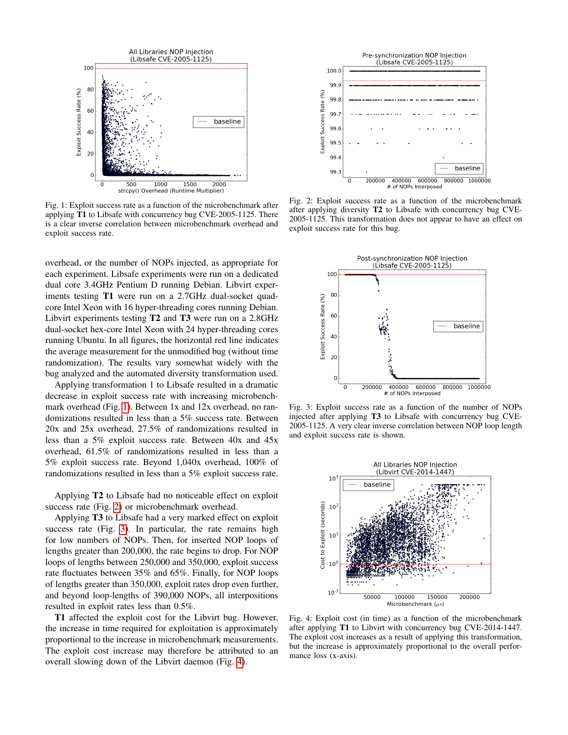Fig. 1: Exploit success rate as a function of the microbenchmark after applying **T1** to Libsafe with concurrency bug CVE-2005-1125. There is a clear inverse correlation between microbenchmark overhead and exploit success rate.

Fig. 2: Exploit success rate as a function of the microbenchmark after applying diversity **T2** to Libsafe with concurrency bug CVE-2005-1125. This transformation does not appear to have an effect on exploit success rate for this bug.

overhead, or the number of NOPs injected, as appropriate for each experiment. Libsafe experiments were run on a dedicated dual core 3.4GHz Pentium D running Debian. Libvirt experiments testing **T1** were run on a 2.7GHz dual-socket quad-core Intel Xeon with 16 hyper-threading cores running Debian. Libvirt experiments testing **T2** and **T3** were run on a 2.8GHz dual-socket hex-core Intel Xeon with 24 hyper-threading cores running Ubuntu. In all figures, the horizontal red line indicates the average measurement for the unmodified bug (without time randomization). The results vary somewhat widely with the bug analyzed and the automated diversity transformation used.

Applying transformation 1 to Libsafe resulted in a dramatic decrease in exploit success rate with increasing microbenchmark overhead (Fig. 1). Between 1x and 12x overhead, no randomizations resulted in less than a 5% success rate. Between 20x and 25x overhead, 27.5% of randomizations resulted in less than a 5% exploit success rate. Between 40x and 45x overhead, 61.5% of randomizations resulted in less than a 5% exploit success rate. Beyond 1,040x overhead, 100% of randomizations resulted in less than a 5% exploit success rate.

Applying **T2** to Libsafe had no noticeable effect on exploit success rate (Fig. 2) or microbenchmark overhead.

Applying **T3** to Libsafe had a very marked effect on exploit success rate (Fig. 3). In particular, the rate remains high for low numbers of NOPs. Then, for inserted NOP loops of lengths greater than 200,000, the rate begins to drop. For NOP loops of lengths between 250,000 and 350,000, exploit success rate fluctuates between 35% and 65%. Finally, for NOP loops of lengths greater than 350,000, exploit rates drop even further, and beyond loop-lengths of 390,000 NOPs, all interpositions resulted in exploit rates less than 0.5%.

**T1** affected the exploit cost for the Libvirt bug. However, the increase in time required for exploitation is approximately proportional to the increase in microbenchmark measurements. The exploit cost increase may therefore be attributed to an overall slowing down of the Libvirt daemon (Fig. 4).

Fig. 3: Exploit success rate as a function of the number of NOPs injected after applying **T3** to Libsafe with concurrency bug CVE-2005-1125. A very clear inverse correlation between NOP loop length and exploit success rate is shown.

Fig. 4: Exploit cost (in time) as a function of the microbenchmark after applying **T1** to Libvirt with concurrency bug CVE-2014-1447. The exploit cost increases as a result of applying this transformation, but the increase is approximately proportional to the overall performance loss (x-axis).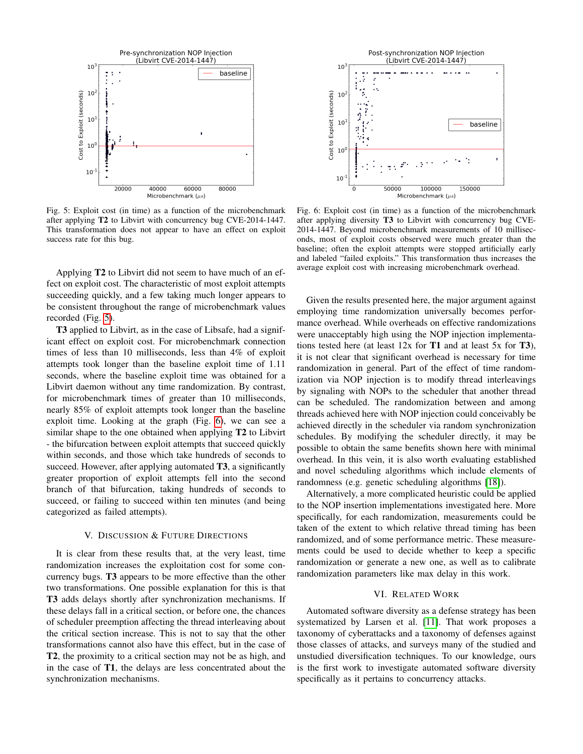Fig. 5: Exploit cost (in time) as a function of the microbenchmark after applying **T2** to Libvirt with concurrency bug CVE-2014-1447. This transformation does not appear to have an effect on exploit success rate for this bug.

Fig. 6: Exploit cost (in time) as a function of the microbenchmark after applying diversity **T3** to Libvirt with concurrency bug CVE-2014-1447. Beyond microbenchmark measurements of 10 milliseconds, most of exploit costs observed were much greater than the baseline; often the exploit attempts were stopped artificially early and labeled "failed exploits." This transformation thus increases the average exploit cost with increasing microbenchmark overhead.

Applying **T2** to Libvirt did not seem to have much of an effect on exploit cost. The characteristic of most exploit attempts succeeding quickly, and a few taking much longer appears to be consistent throughout the range of microbenchmark values recorded (Fig. 5).

**T3** applied to Libvirt, as in the case of Libsafe, had a significant effect on exploit cost. For microbenchmark connection times of less than 10 milliseconds, less than 4% of exploit attempts took longer than the baseline exploit time of 1.11 seconds, where the baseline exploit time was obtained for a Libvirt daemon without any time randomization. By contrast, for microbenchmark times of greater than 10 milliseconds, nearly 85% of exploit attempts took longer than the baseline exploit time. Looking at the graph (Fig. 6), we can see a similar shape to the one obtained when applying **T2** to Libvirt - the bifurcation between exploit attempts that succeed quickly within seconds, and those which take hundreds of seconds to succeed. However, after applying automated **T3**, a significantly greater proportion of exploit attempts fell into the second branch of that bifurcation, taking hundreds of seconds to succeed, or failing to succeed within ten minutes (and being categorized as failed attempts).

## V. Discussion & Future Directions

It is clear from these results that, at the very least, time randomization increases the exploitation cost for some concurrency bugs. **T3** appears to be more effective than the other two transformations. One possible explanation for this is that **T3** adds delays shortly after synchronization mechanisms. If these delays fall in a critical section, or before one, the chances of scheduler preemption affecting the thread interleaving about the critical section increase. This is not to say that the other transformations cannot also have this effect, but in the case of **T2**, the proximity to a critical section may not be as high, and in the case of **T1**, the delays are less concentrated about the synchronization mechanisms.

Given the results presented here, the major argument against employing time randomization universally becomes performance overhead. While overheads on effective randomizations were unacceptably high using the NOP injection implementations tested here (at least 12x for **T1** and at least 5x for **T3**), it is not clear that significant overhead is necessary for time randomization in general. Part of the effect of time randomization via NOP injection is to modify thread interleavings by signaling with NOPs to the scheduler that another thread can be scheduled. The randomization between and among threads achieved here with NOP injection could conceivably be achieved directly in the scheduler via random synchronization schedules. By modifying the scheduler directly, it may be possible to obtain the same benefits shown here with minimal overhead. In this vein, it is also worth evaluating established and novel scheduling algorithms which include elements of randomness (e.g. genetic scheduling algorithms [18]).

Alternatively, a more complicated heuristic could be applied to the NOP insertion implementations investigated here. More specifically, for each randomization, measurements could be taken of the extent to which relative thread timing has been randomized, and of some performance metric. These measurements could be used to decide whether to keep a specific randomization or generate a new one, as well as to calibrate randomization parameters like max delay in this work.

## VI. Related Work

Automated software diversity as a defense strategy has been systematized by Larsen et al. [11]. That work proposes a taxonomy of cyberattacks and a taxonomy of defenses against those classes of attacks, and surveys many of the studied and unstudied diversification techniques. To our knowledge, ours is the first work to investigate automated software diversity specifically as it pertains to concurrency attacks.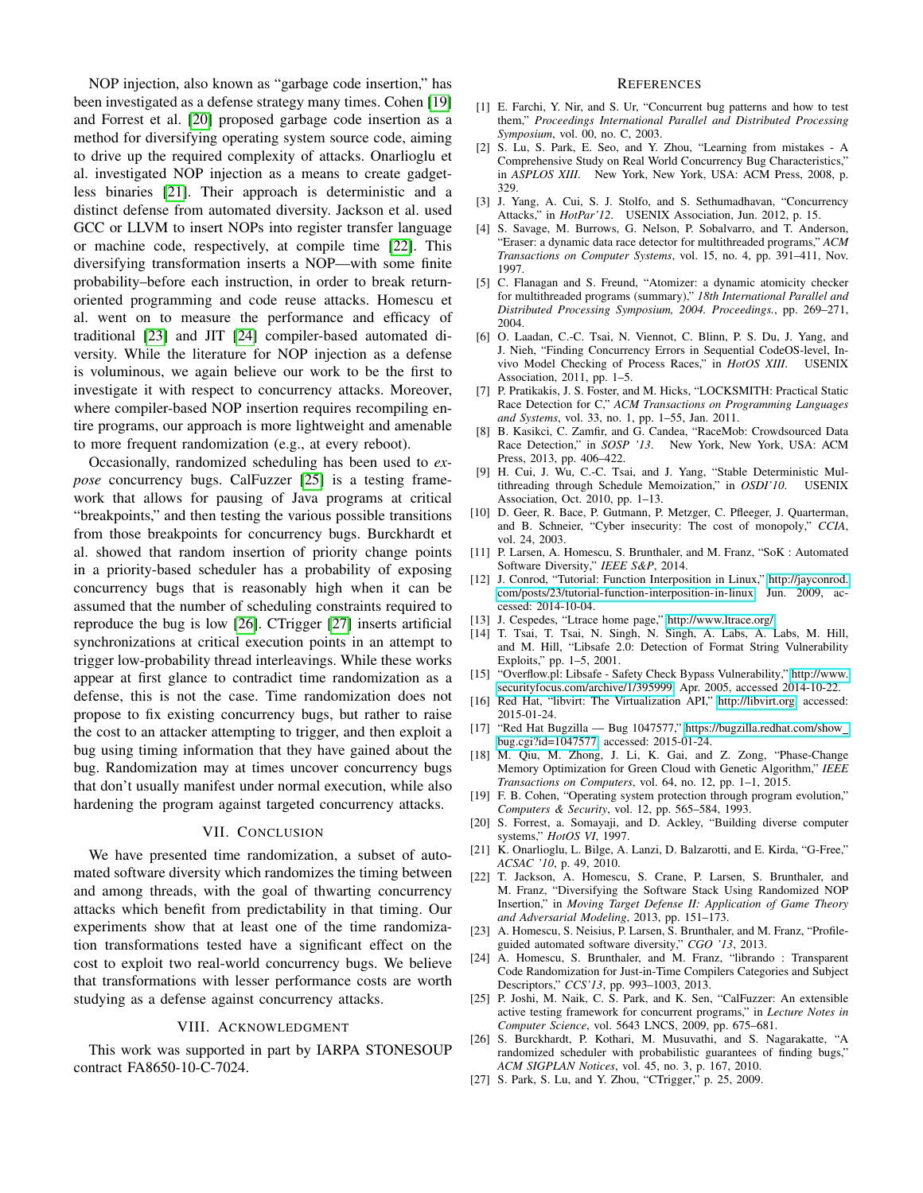NOP injection, also known as "garbage code insertion," has been investigated as a defense strategy many times. Cohen [19] and Forrest et al. [20] proposed garbage code insertion as a method for diversifying operating system source code, aiming to drive up the required complexity of attacks. Onarlioglu et al. investigated NOP injection as a means to create gadget-less binaries [21]. Their approach is deterministic and a distinct defense from automated diversity. Jackson et al. used GCC or LLVM to insert NOPs into register transfer language or machine code, respectively, at compile time [22]. This diversifying transformation inserts a NOP—with some finite probability–before each instruction, in order to break return-oriented programming and code reuse attacks. Homescu et al. went on to measure the performance and efficacy of traditional [23] and JIT [24] compiler-based automated diversity. While the literature for NOP injection as a defense is voluminous, we again believe our work to be the first to investigate it with respect to concurrency attacks. Moreover, where compiler-based NOP insertion requires recompiling entire programs, our approach is more lightweight and amenable to more frequent randomization (e.g., at every reboot).

Occasionally, randomized scheduling has been used to *expose* concurrency bugs. CalFuzzer [25] is a testing framework that allows for pausing of Java programs at critical "breakpoints," and then testing the various possible transitions from those breakpoints for concurrency bugs. Burckhardt et al. showed that random insertion of priority change points in a priority-based scheduler has a probability of exposing concurrency bugs that is reasonably high when it can be assumed that the number of scheduling constraints required to reproduce the bug is low [26]. CTrigger [27] inserts artificial synchronizations at critical execution points in an attempt to trigger low-probability thread interleavings. While these works appear at first glance to contradict time randomization as a defense, this is not the case. Time randomization does not propose to fix existing concurrency bugs, but rather to raise the cost to an attacker attempting to trigger, and then exploit a bug using timing information that they have gained about the bug. Randomization may at times uncover concurrency bugs that don't usually manifest under normal execution, while also hardening the program against targeted concurrency attacks.

## VII. Conclusion

We have presented time randomization, a subset of automated software diversity which randomizes the timing between and among threads, with the goal of thwarting concurrency attacks which benefit from predictability in that timing. Our experiments show that at least one of the time randomization transformations tested have a significant effect on the cost to exploit two real-world concurrency bugs. We believe that transformations with lesser performance costs are worth studying as a defense against concurrency attacks.

## VIII. Acknowledgment

This work was supported in part by IARPA STONESOUP contract FA8650-10-C-7024.

## References

[1] E. Farchi, Y. Nir, and S. Ur, "Concurrent bug patterns and how to test them," *Proceedings International Parallel and Distributed Processing Symposium*, vol. 00, no. C, 2003.

[2] S. Lu, S. Park, E. Seo, and Y. Zhou, "Learning from mistakes - A Comprehensive Study on Real World Concurrency Bug Characteristics," in *ASPLOS XIII*. New York, New York, USA: ACM Press, 2008, p. 329.

[3] J. Yang, A. Cui, S. J. Stolfo, and S. Sethumadhavan, "Concurrency Attacks," in *HotPar'12*. USENIX Association, Jun. 2012, p. 15.

[4] S. Savage, M. Burrows, G. Nelson, P. Sobalvarro, and T. Anderson, "Eraser: a dynamic data race detector for multithreaded programs," *ACM Transactions on Computer Systems*, vol. 15, no. 4, pp. 391–411, Nov. 1997.

[5] C. Flanagan and S. Freund, "Atomizer: a dynamic atomicity checker for multithreaded programs (summary)," *18th International Parallel and Distributed Processing Symposium, 2004. Proceedings.*, pp. 269–271, 2004.

[6] O. Laadan, C.-C. Tsai, N. Viennot, C. Blinn, P. S. Du, J. Yang, and J. Nieh, "Finding Concurrency Errors in Sequential CodeOS-level, In-vivo Model Checking of Process Races," in *HotOS XIII*. USENIX Association, 2011, pp. 1–5.

[7] P. Pratikakis, J. S. Foster, and M. Hicks, "LOCKSMITH: Practical Static Race Detection for C," *ACM Transactions on Programming Languages and Systems*, vol. 33, no. 1, pp. 1–55, Jan. 2011.

[8] B. Kasikci, C. Zamfir, and G. Candea, "RaceMob: Crowdsourced Data Race Detection," in *SOSP '13*. New York, New York, USA: ACM Press, 2013, pp. 406–422.

[9] H. Cui, J. Wu, C.-C. Tsai, and J. Yang, "Stable Deterministic Multithreading through Schedule Memoization," in *OSDI'10*. USENIX Association, Oct. 2010, pp. 1–13.

[10] D. Geer, R. Bace, P. Gutmann, P. Metzger, C. Pfleeger, J. Quarterman, and B. Schneier, "Cyber insecurity: The cost of monopoly," *CCIA*, vol. 24, 2003.

[11] P. Larsen, A. Homescu, S. Brunthaler, and M. Franz, "SoK : Automated Software Diversity," *IEEE S&P*, 2014.

[12] J. Conrod, "Tutorial: Function Interposition in Linux," http://jayconrod.com/posts/23/tutorial-function-interposition-in-linux, Jun. 2009, accessed: 2014-10-04.

[13] J. Cespedes, "Ltrace home page," http://www.ltrace.org/.

[14] T. Tsai, T. Tsai, N. Singh, N. Singh, A. Labs, A. Labs, M. Hill, and M. Hill, "Libsafe 2.0: Detection of Format String Vulnerability Exploits," pp. 1–5, 2001.

[15] "Overflow.pl: Libsafe - Safety Check Bypass Vulnerability," http://www.securityfocus.com/archive/1/395999, Apr. 2005, accessed 2014-10-22.

[16] Red Hat, "libvirt: The Virtualization API," http://libvirt.org, accessed: 2015-01-24.

[17] "Red Hat Bugzilla — Bug 1047577," https://bugzilla.redhat.com/show_bug.cgi?id=1047577, accessed: 2015-01-24.

[18] M. Qiu, M. Zhong, J. Li, K. Gai, and Z. Zong, "Phase-Change Memory Optimization for Green Cloud with Genetic Algorithm," *IEEE Transactions on Computers*, vol. 64, no. 12, pp. 1–1, 2015.

[19] F. B. Cohen, "Operating system protection through program evolution," *Computers & Security*, vol. 12, pp. 565–584, 1993.

[20] S. Forrest, a. Somayaji, and D. Ackley, "Building diverse computer systems," *HotOS VI*, 1997.

[21] K. Onarlioglu, L. Bilge, A. Lanzi, D. Balzarotti, and E. Kirda, "G-Free," *ACSAC '10*, p. 49, 2010.

[22] T. Jackson, A. Homescu, S. Crane, P. Larsen, S. Brunthaler, and M. Franz, "Diversifying the Software Stack Using Randomized NOP Insertion," in *Moving Target Defense II: Application of Game Theory and Adversarial Modeling*, 2013, pp. 151–173.

[23] A. Homescu, S. Neisius, P. Larsen, S. Brunthaler, and M. Franz, "Profile-guided automated software diversity," *CGO '13*, 2013.

[24] A. Homescu, S. Brunthaler, and M. Franz, "librando : Transparent Code Randomization for Just-in-Time Compilers Categories and Subject Descriptors," *CCS'13*, pp. 993–1003, 2013.

[25] P. Joshi, M. Naik, C. S. Park, and K. Sen, "CalFuzzer: An extensible active testing framework for concurrent programs," in *Lecture Notes in Computer Science*, vol. 5643 LNCS, 2009, pp. 675–681.

[26] S. Burckhardt, P. Kothari, M. Musuvathi, and S. Nagarakatte, "A randomized scheduler with probabilistic guarantees of finding bugs," *ACM SIGPLAN Notices*, vol. 45, no. 3, p. 167, 2010.

[27] S. Park, S. Lu, and Y. Zhou, "CTrigger," p. 25, 2009.